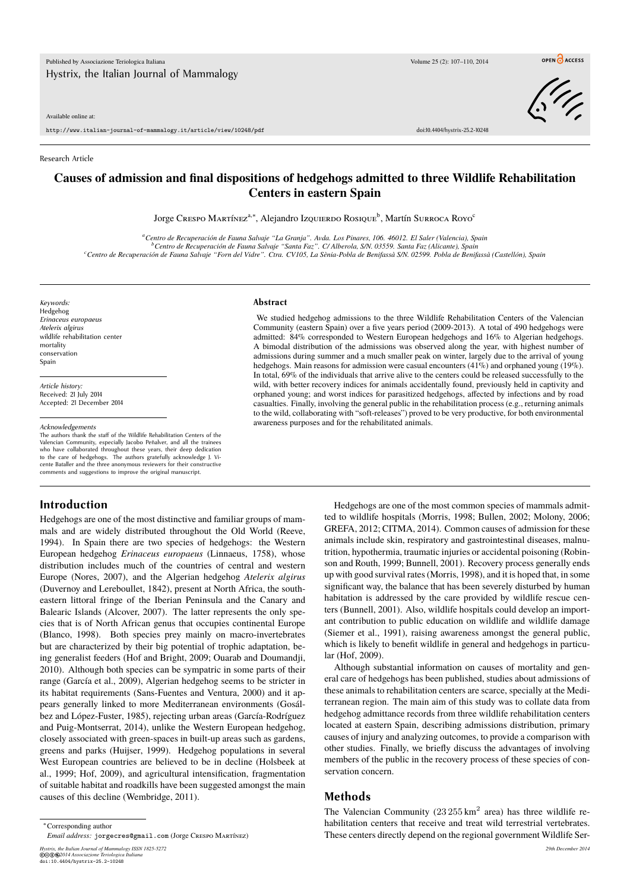Research Article

# Causes of admission and final dispositions of hedgehogs admitted to three Wildlife Rehabilitation Centers in eastern Spain

Jorge Crespo Martínez[a,*], Alejandro Izquierdo Rosique[b], Martín Surroca Royo[c]

[a] Centro de Recuperación de Fauna Salvaje "La Granja". Avda. Los Pinares, 106. 46012. El Saler (Valencia), Spain
[b] Centro de Recuperación de Fauna Salvaje "Santa Faz". C/ Alberola, S/N. 03559. Santa Faz (Alicante), Spain
[c] Centro de Recuperación de Fauna Salvaje "Forn del Vidre". Ctra. CV105, La Sènia-Pobla de Benifassà S/N. 02599. Pobla de Benifassà (Castellón), Spain

*Keywords:*
Hedgehog
*Erinaceus europaeus*
*Atelerix algirus*
wildlife rehabilitation center
mortality
conservation
Spain

*Article history:*
Received: 21 July 2014
Accepted: 21 December 2014

*Acknowledgements*
The authors thank the staff of the Wildlife Rehabilitation Centers of the Valencian Community, especially Jacobo Peñalver, and all the trainees who have collaborated throughout these years, their deep dedication to the care of hedgehogs. The authors gratefully acknowledge J. Vicente Bataller and the three anonymous reviewers for their constructive comments and suggestions to improve the original manuscript.

**Abstract**

We studied hedgehog admissions to the three Wildlife Rehabilitation Centers of the Valencian Community (eastern Spain) over a five years period (2009-2013). A total of 490 hedgehogs were admitted: 84% corresponded to Western European hedgehogs and 16% to Algerian hedgehogs. A bimodal distribution of the admissions was observed along the year, with highest number of admissions during summer and a much smaller peak on winter, largely due to the arrival of young hedgehogs. Main reasons for admission were casual encounters (41%) and orphaned young (19%). In total, 69% of the individuals that arrive alive to the centers could be released successfully to the wild, with better recovery indices for animals accidentally found, previously held in captivity and orphaned young; and worst indices for parasitized hedgehogs, affected by infections and by road casualties. Finally, involving the general public in the rehabilitation process (e.g., returning animals to the wild, collaborating with "soft-releases") proved to be very productive, for both environmental awareness purposes and for the rehabilitated animals.

## Introduction

Hedgehogs are one of the most distinctive and familiar groups of mammals and are widely distributed throughout the Old World (Reeve, 1994). In Spain there are two species of hedgehogs: the Western European hedgehog *Erinaceus europaeus* (Linnaeus, 1758), whose distribution includes much of the countries of central and western Europe (Nores, 2007), and the Algerian hedgehog *Atelerix algirus* (Duvernoy and Lereboullet, 1842), present at North Africa, the southeastern littoral fringe of the Iberian Peninsula and the Canary and Balearic Islands (Alcover, 2007). The latter represents the only species that is of North African genus that occupies continental Europe (Blanco, 1998). Both species prey mainly on macro-invertebrates but are characterized by their big potential of trophic adaptation, being generalist feeders (Hof and Bright, 2009; Ouarab and Doumandji, 2010). Although both species can be sympatric in some parts of their range (García et al., 2009), Algerian hedgehog seems to be stricter in its habitat requirements (Sans-Fuentes and Ventura, 2000) and it appears generally linked to more Mediterranean environments (Gosálbez and López-Fuster, 1985), rejecting urban areas (García-Rodríguez and Puig-Montserrat, 2014), unlike the Western European hedgehog, closely associated with green-spaces in built-up areas such as gardens, greens and parks (Huijser, 1999). Hedgehog populations in several West European countries are believed to be in decline (Holsbeek at al., 1999; Hof, 2009), and agricultural intensification, fragmentation of suitable habitat and roadkills have been suggested amongst the main causes of this decline (Wembridge, 2011).

Hedgehogs are one of the most common species of mammals admitted to wildlife hospitals (Morris, 1998; Bullen, 2002; Molony, 2006; GREFA, 2012; CITMA, 2014). Common causes of admission for these animals include skin, respiratory and gastrointestinal diseases, malnutrition, hypothermia, traumatic injuries or accidental poisoning (Robinson and Routh, 1999; Bunnell, 2001). Recovery process generally ends up with good survival rates (Morris, 1998), and it is hoped that, in some significant way, the balance that has been severely disturbed by human habitation is addressed by the care provided by wildlife rescue centers (Bunnell, 2001). Also, wildlife hospitals could develop an important contribution to public education on wildlife and wildlife damage (Siemer et al., 1991), raising awareness amongst the general public, which is likely to benefit wildlife in general and hedgehogs in particular (Hof, 2009).

Although substantial information on causes of mortality and general care of hedgehogs has been published, studies about admissions of these animals to rehabilitation centers are scarce, specially at the Mediterranean region. The main aim of this study was to collate data from hedgehog admittance records from three wildlife rehabilitation centers located at eastern Spain, describing admissions distribution, primary causes of injury and analyzing outcomes, to provide a comparison with other studies. Finally, we briefly discuss the advantages of involving members of the public in the recovery process of these species of conservation concern.

## Methods

The Valencian Community (23 255 km$^2$ area) has three wildlife rehabilitation centers that receive and treat wild terrestrial vertebrates. These centers directly depend on the regional government Wildlife Ser-

*Corresponding author
*Email address:* jorgecres@gmail.com (Jorge Crespo Martínez)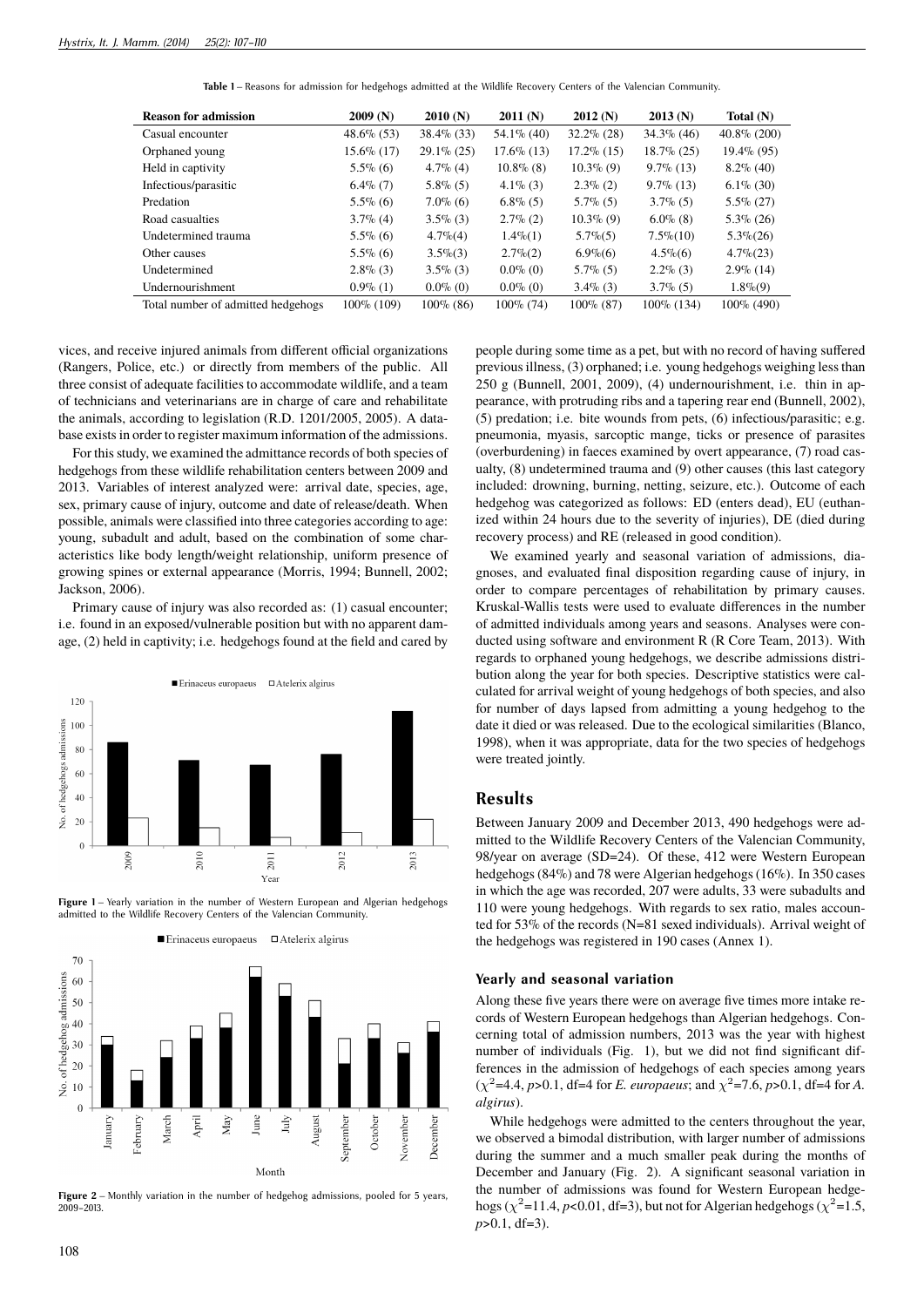**Table 1** – Reasons for admission for hedgehogs admitted at the Wildlife Recovery Centers of the Valencian Community.

| Reason for admission | 2009 (N) | 2010 (N) | 2011 (N) | 2012 (N) | 2013 (N) | Total (N) |
|---|---|---|---|---|---|---|
| Casual encounter | 48.6% (53) | 38.4% (33) | 54.1% (40) | 32.2% (28) | 34.3% (46) | 40.8% (200) |
| Orphaned young | 15.6% (17) | 29.1% (25) | 17.6% (13) | 17.2% (15) | 18.7% (25) | 19.4% (95) |
| Held in captivity | 5.5% (6) | 4.7% (4) | 10.8% (8) | 10.3% (9) | 9.7% (13) | 8.2% (40) |
| Infectious/parasitic | 6.4% (7) | 5.8% (5) | 4.1% (3) | 2.3% (2) | 9.7% (13) | 6.1% (30) |
| Predation | 5.5% (6) | 7.0% (6) | 6.8% (5) | 5.7% (5) | 3.7% (5) | 5.5% (27) |
| Road casualties | 3.7% (4) | 3.5% (3) | 2.7% (2) | 10.3% (9) | 6.0% (8) | 5.3% (26) |
| Undetermined trauma | 5.5% (6) | 4.7%(4) | 1.4%(1) | 5.7%(5) | 7.5%(10) | 5.3%(26) |
| Other causes | 5.5% (6) | 3.5%(3) | 2.7%(2) | 6.9%(6) | 4.5%(6) | 4.7%(23) |
| Undetermined | 2.8% (3) | 3.5% (3) | 0.0% (0) | 5.7% (5) | 2.2% (3) | 2.9% (14) |
| Undernourishment | 0.9% (1) | 0.0% (0) | 0.0% (0) | 3.4% (3) | 3.7% (5) | 1.8%(9) |
| Total number of admitted hedgehogs | 100% (109) | 100% (86) | 100% (74) | 100% (87) | 100% (134) | 100% (490) |

vices, and receive injured animals from different official organizations (Rangers, Police, etc.) or directly from members of the public. All three consist of adequate facilities to accommodate wildlife, and a team of technicians and veterinarians are in charge of care and rehabilitate the animals, according to legislation (R.D. 1201/2005, 2005). A database exists in order to register maximum information of the admissions.

For this study, we examined the admittance records of both species of hedgehogs from these wildlife rehabilitation centers between 2009 and 2013. Variables of interest analyzed were: arrival date, species, age, sex, primary cause of injury, outcome and date of release/death. When possible, animals were classified into three categories according to age: young, subadult and adult, based on the combination of some characteristics like body length/weight relationship, uniform presence of growing spines or external appearance (Morris, 1994; Bunnell, 2002; Jackson, 2006).

Primary cause of injury was also recorded as: (1) casual encounter; i.e. found in an exposed/vulnerable position but with no apparent damage, (2) held in captivity; i.e. hedgehogs found at the field and cared by people during some time as a pet, but with no record of having suffered previous illness, (3) orphaned; i.e. young hedgehogs weighing less than 250 g (Bunnell, 2001, 2009), (4) undernourishment, i.e. thin in appearance, with protruding ribs and a tapering rear end (Bunnell, 2002), (5) predation; i.e. bite wounds from pets, (6) infectious/parasitic; e.g. pneumonia, myasis, sarcoptic mange, ticks or presence of parasites (overburdening) in faeces examined by overt appearance, (7) road casualty, (8) undetermined trauma and (9) other causes (this last category included: drowning, burning, netting, seizure, etc.). Outcome of each hedgehog was categorized as follows: ED (enters dead), EU (euthanized within 24 hours due to the severity of injuries), DE (died during recovery process) and RE (released in good condition).

We examined yearly and seasonal variation of admissions, diagnoses, and evaluated final disposition regarding cause of injury, in order to compare percentages of rehabilitation by primary causes. Kruskal-Wallis tests were used to evaluate differences in the number of admitted individuals among years and seasons. Analyses were conducted using software and environment R (R Core Team, 2013). With regards to orphaned young hedgehogs, we describe admissions distribution along the year for both species. Descriptive statistics were calculated for arrival weight of young hedgehogs of both species, and also for number of days lapsed from admitting a young hedgehog to the date it died or was released. Due to the ecological similarities (Blanco, 1998), when it was appropriate, data for the two species of hedgehogs were treated jointly.

**Figure 1** – Yearly variation in the number of Western European and Algerian hedgehogs admitted to the Wildlife Recovery Centers of the Valencian Community.

**Figure 2** – Monthly variation in the number of hedgehog admissions, pooled for 5 years, 2009–2013.

## Results

Between January 2009 and December 2013, 490 hedgehogs were admitted to the Wildlife Recovery Centers of the Valencian Community, 98/year on average (SD=24). Of these, 412 were Western European hedgehogs (84%) and 78 were Algerian hedgehogs (16%). In 350 cases in which the age was recorded, 207 were adults, 33 were subadults and 110 were young hedgehogs. With regards to sex ratio, males accounted for 53% of the records (N=81 sexed individuals). Arrival weight of the hedgehogs was registered in 190 cases (Annex 1).

### Yearly and seasonal variation

Along these five years there were on average five times more intake records of Western European hedgehogs than Algerian hedgehogs. Concerning total of admission numbers, 2013 was the year with highest number of individuals (Fig. 1), but we did not find significant differences in the admission of hedgehogs of each species among years ($\chi^2$=4.4, $p$>0.1, df=4 for *E. europaeus*; and $\chi^2$=7.6, $p$>0.1, df=4 for *A. algirus*).

While hedgehogs were admitted to the centers throughout the year, we observed a bimodal distribution, with larger number of admissions during the summer and a much smaller peak during the months of December and January (Fig. 2). A significant seasonal variation in the number of admissions was found for Western European hedgehogs ($\chi^2$=11.4, $p$<0.01, df=3), but not for Algerian hedgehogs ($\chi^2$=1.5, $p$>0.1, df=3).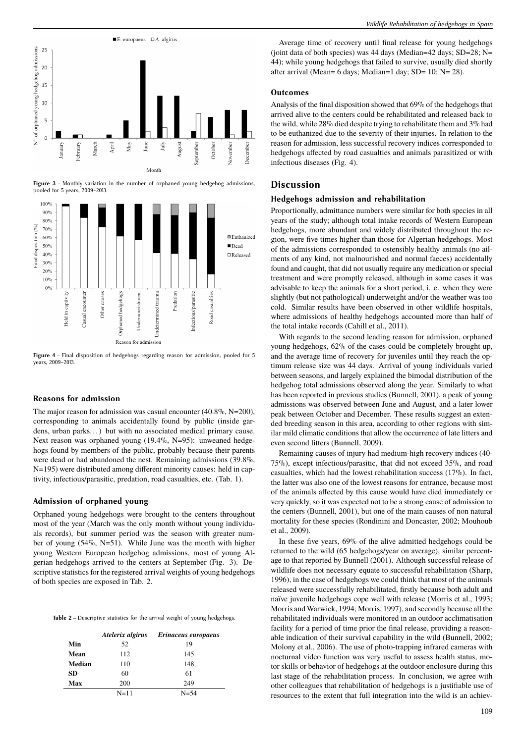**Figure 3** – Monthly variation in the number of orphaned young hedgehog admissions, pooled for 5 years, 2009–2013.

**Figure 4** – Final disposition of hedgehogs regarding reason for admission, pooled for 5 years, 2009–2013.

### Reasons for admission

The major reason for admission was casual encounter (40.8%, N=200), corresponding to animals accidentally found by public (inside gardens, urban parks…) but with no associated medical primary cause. Next reason was orphaned young (19.4%, N=95): unweaned hedgehogs found by members of the public, probably because their parents were dead or had abandoned the nest. Remaining admissions (39.8%, N=195) were distributed among different minority causes: held in captivity, infectious/parasitic, predation, road casualties, etc. (Tab. 1).

### Admission of orphaned young

Orphaned young hedgehogs were brought to the centers throughout most of the year (March was the only month without young individuals records), but summer period was the season with greater number of young (54%, N=51). While June was the month with higher young Western European hedgehog admissions, most of young Algerian hedgehogs arrived to the centers at September (Fig. 3). Descriptive statistics for the registered arrival weights of young hedgehogs of both species are exposed in Tab. 2.

**Table 2** – Descriptive statistics for the arrival weight of young hedgehogs.

| | *Atelerix algirus* | *Erinaceus europaeus* |
|---|---|---|
| **Min** | 52 | 19 |
| **Mean** | 112 | 145 |
| **Median** | 110 | 148 |
| **SD** | 60 | 61 |
| **Max** | 200 | 249 |
| | N=11 | N=54 |

Average time of recovery until final release for young hedgehogs (joint data of both species) was 44 days (Median=42 days; SD=28; N= 44); while young hedgehogs that failed to survive, usually died shortly after arrival (Mean= 6 days; Median=1 day; SD= 10; N= 28).

### Outcomes

Analysis of the final disposition showed that 69% of the hedgehogs that arrived alive to the centers could be rehabilitated and released back to the wild, while 28% died despite trying to rehabilitate them and 3% had to be euthanized due to the severity of their injuries. In relation to the reason for admission, less successful recovery indices corresponded to hedgehogs affected by road casualties and animals parasitized or with infectious diseases (Fig. 4).

## Discussion

### Hedgehogs admission and rehabilitation

Proportionally, admittance numbers were similar for both species in all years of the study; although total intake records of Western European hedgehogs, more abundant and widely distributed throughout the region, were five times higher than those for Algerian hedgehogs. Most of the admissions corresponded to ostensibly healthy animals (no ailments of any kind, not malnourished and normal faeces) accidentally found and caught, that did not usually require any medication or special treatment and were promptly released, although in some cases it was advisable to keep the animals for a short period, i. e. when they were slightly (but not pathological) underweight and/or the weather was too cold. Similar results have been observed in other wildlife hospitals, where admissions of healthy hedgehogs accounted more than half of the total intake records (Cahill et al., 2011).

With regards to the second leading reason for admission, orphaned young hedgehogs, 62% of the cases could be completely brought up, and the average time of recovery for juveniles until they reach the optimum release size was 44 days. Arrival of young individuals varied between seasons, and largely explained the bimodal distribution of the hedgehog total admissions observed along the year. Similarly to what has been reported in previous studies (Bunnell, 2001), a peak of young admissions was observed between June and August, and a later lower peak between October and December. These results suggest an extended breeding season in this area, according to other regions with similar mild climatic conditions that allow the occurrence of late litters and even second litters (Bunnell, 2009).

Remaining causes of injury had medium-high recovery indices (40-75%), except infectious/parasitic, that did not exceed 35%, and road casualties, which had the lowest rehabilitation success (17%). In fact, the latter was also one of the lowest reasons for entrance, because most of the animals affected by this cause would have died immediately or very quickly, so it was expected not to be a strong cause of admission to the centers (Bunnell, 2001), but one of the main causes of non natural mortality for these species (Rondinini and Doncaster, 2002; Mouhoub et al., 2009).

In these five years, 69% of the alive admitted hedgehogs could be returned to the wild (65 hedgehogs/year on average), similar percentage to that reported by Bunnell (2001). Although successful release of wildlife does not necessary equate to successful rehabilitation (Sharp, 1996), in the case of hedgehogs we could think that most of the animals released were successfully rehabilitated, firstly because both adult and naïve juvenile hedgehogs cope well with release (Morris et al., 1993; Morris and Warwick, 1994; Morris, 1997), and secondly because all the rehabilitated individuals were monitored in an outdoor acclimatisation facility for a period of time prior the final release, providing a reasonable indication of their survival capability in the wild (Bunnell, 2002; Molony et al., 2006). The use of photo-trapping infrared cameras with nocturnal video function was very useful to assess health status, motor skills or behavior of hedgehogs at the outdoor enclosure during this last stage of the rehabilitation process. In conclusion, we agree with other colleagues that rehabilitation of hedgehogs is a justifiable use of resources to the extent that full integration into the wild is an achiev-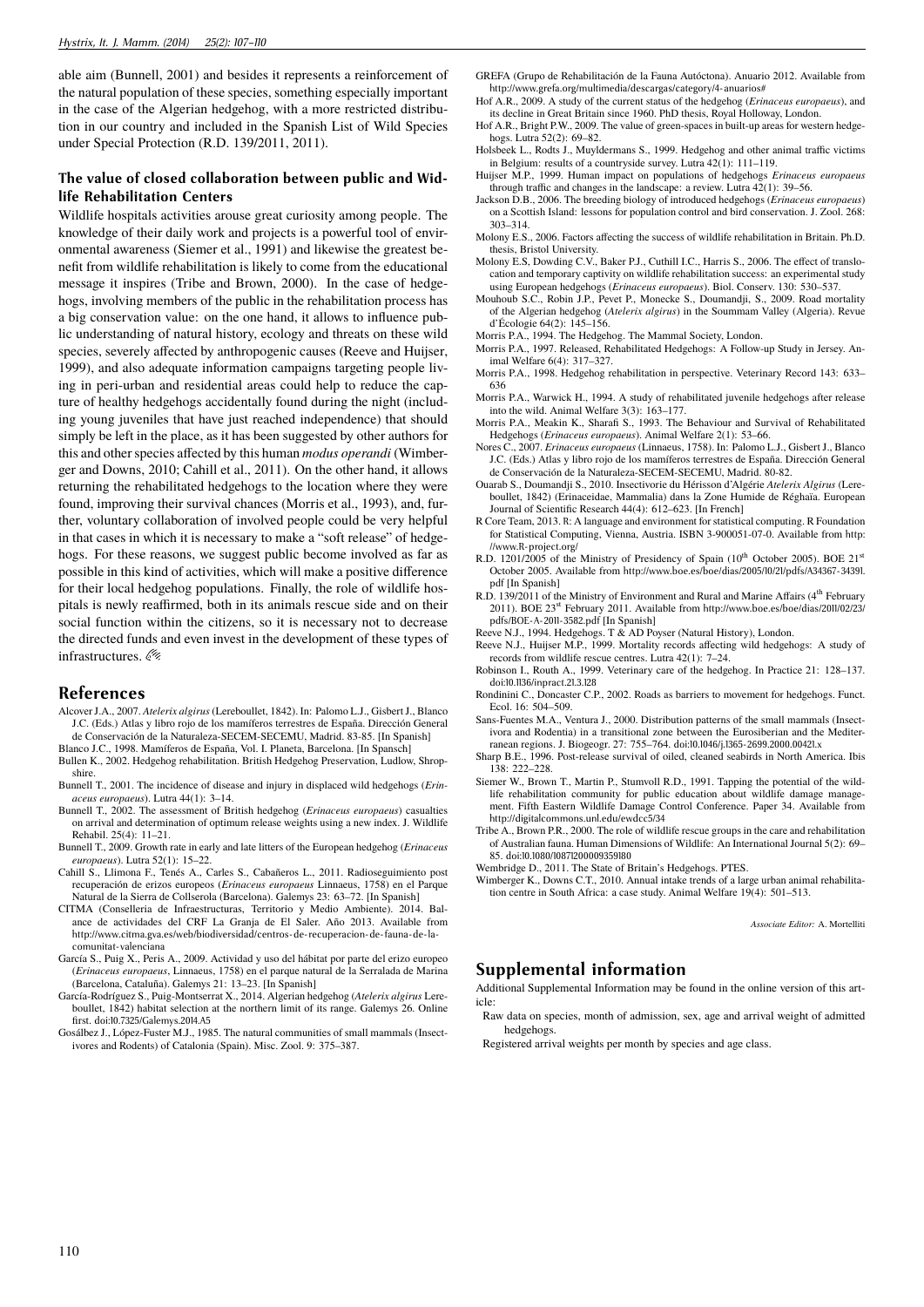able aim (Bunnell, 2001) and besides it represents a reinforcement of the natural population of these species, something especially important in the case of the Algerian hedgehog, with a more restricted distribution in our country and included in the Spanish List of Wild Species under Special Protection (R.D. 139/2011, 2011).

### The value of closed collaboration between public and Wildlife Rehabilitation Centers

Wildlife hospitals activities arouse great curiosity among people. The knowledge of their daily work and projects is a powerful tool of environmental awareness (Siemer et al., 1991) and likewise the greatest benefit from wildlife rehabilitation is likely to come from the educational message it inspires (Tribe and Brown, 2000). In the case of hedgehogs, involving members of the public in the rehabilitation process has a big conservation value: on the one hand, it allows to influence public understanding of natural history, ecology and threats on these wild species, severely affected by anthropogenic causes (Reeve and Huijser, 1999), and also adequate information campaigns targeting people living in peri-urban and residential areas could help to reduce the capture of healthy hedgehogs accidentally found during the night (including young juveniles that have just reached independence) that should simply be left in the place, as it has been suggested by other authors for this and other species affected by this human *modus operandi* (Wimberger and Downs, 2010; Cahill et al., 2011). On the other hand, it allows returning the rehabilitated hedgehogs to the location where they were found, improving their survival chances (Morris et al., 1993), and, further, voluntary collaboration of involved people could be very helpful in that cases in which it is necessary to make a "soft release" of hedgehogs. For these reasons, we suggest public become involved as far as possible in this kind of activities, which will make a positive difference for their local hedgehog populations. Finally, the role of wildlife hospitals is newly reaffirmed, both in its animals rescue side and on their social function within the citizens, so it is necessary not to decrease the directed funds and even invest in the development of these types of infrastructures.

## References

Alcover J.A., 2007. *Atelerix algirus* (Lereboullet, 1842). In: Palomo L.J., Gisbert J., Blanco J.C. (Eds.) Atlas y libro rojo de los mamíferos terrestres de España. Dirección General de Conservación de la Naturaleza-SECEM-SECEMU, Madrid. 83-85. [In Spanish]

Blanco J.C., 1998. Mamíferos de España, Vol. I. Planeta, Barcelona. [In Spansch]

Bullen K., 2002. Hedgehog rehabilitation. British Hedgehog Preservation, Ludlow, Shropshire.

Bunnell T., 2001. The incidence of disease and injury in displaced wild hedgehogs (*Erinaceus europaeus*). Lutra 44(1): 3–14.

Bunnell T., 2002. The assessment of British hedgehog (*Erinaceus europaeus*) casualties on arrival and determination of optimum release weights using a new index. J. Wildlife Rehabil. 25(4): 11–21.

Bunnell T., 2009. Growth rate in early and late litters of the European hedgehog (*Erinaceus europaeus*). Lutra 52(1): 15–22.

Cahill S., Llimona F., Tenés A., Carles S., Cabañeros L., 2011. Radioseguimiento post recuperación de erizos europeos (*Erinaceus europaeus* Linnaeus, 1758) en el Parque Natural de la Sierra de Collserola (Barcelona). Galemys 23: 63–72. [In Spanish]

CITMA (Conselleria de Infraestructuras, Territorio y Medio Ambiente). 2014. Balance de actividades del CRF La Granja de El Saler. Año 2013. Available from http://www.citma.gva.es/web/biodiversidad/centros-de-recuperacion-de-fauna-de-la-comunitat-valenciana

García S., Puig X., Peris A., 2009. Actividad y uso del hábitat por parte del erizo europeo (*Erinaceus europaeus*, Linnaeus, 1758) en el parque natural de la Serralada de Marina (Barcelona, Cataluña). Galemys 21: 13–23. [In Spanish]

García-Rodríguez S., Puig-Montserrat X., 2014. Algerian hedgehog (*Atelerix algirus* Lereboullet, 1842) habitat selection at the northern limit of its range. Galemys 26. Online first. doi:10.7325/Galemys.2014.A5

Gosálbez J., López-Fuster M.J., 1985. The natural communities of small mammals (Insectivores and Rodents) of Catalonia (Spain). Misc. Zool. 9: 375–387.

GREFA (Grupo de Rehabilitación de la Fauna Autóctona). Anuario 2012. Available from http://www.grefa.org/multimedia/descargas/category/4-anuarios#

Hof A.R., 2009. A study of the current status of the hedgehog (*Erinaceus europaeus*), and its decline in Great Britain since 1960. PhD thesis, Royal Holloway, London.

Hof A.R., Bright P.W., 2009. The value of green-spaces in built-up areas for western hedgehogs. Lutra 52(2): 69–82.

Holsbeek L., Rodts J., Muyldermans S., 1999. Hedgehog and other animal traffic victims in Belgium: results of a countryside survey. Lutra 42(1): 111–119.

Huijser M.P., 1999. Human impact on populations of hedgehogs *Erinaceus europaeus* through traffic and changes in the landscape: a review. Lutra 42(1): 39–56.

Jackson D.B., 2006. The breeding biology of introduced hedgehogs (*Erinaceus europaeus*) on a Scottish Island: lessons for population control and bird conservation. J. Zool. 268: 303–314.

Molony E.S., 2006. Factors affecting the success of wildlife rehabilitation in Britain. Ph.D. thesis, Bristol University.

Molony E.S, Dowding C.V., Baker P.J., Cuthill I.C., Harris S., 2006. The effect of translocation and temporary captivity on wildlife rehabilitation success: an experimental study using European hedgehogs (*Erinaceus europaeus*). Biol. Conserv. 130: 530–537.

Mouhoub S.C., Robin J.P., Pevet P., Monecke S., Doumandji, S., 2009. Road mortality of the Algerian hedgehog (*Atelerix algirus*) in the Soummam Valley (Algeria). Revue d'Écologie 64(2): 145–156.

Morris P.A., 1994. The Hedgehog. The Mammal Society, London.

Morris P.A., 1997. Released, Rehabilitated Hedgehogs: A Follow-up Study in Jersey. Animal Welfare 6(4): 317–327.

Morris P.A., 1998. Hedgehog rehabilitation in perspective. Veterinary Record 143: 633–636

Morris P.A., Warwick H., 1994. A study of rehabilitated juvenile hedgehogs after release into the wild. Animal Welfare 3(3): 163–177.

Morris P.A., Meakin K., Sharafi S., 1993. The Behaviour and Survival of Rehabilitated Hedgehogs (*Erinaceus europaeus*). Animal Welfare 2(1): 53–66.

Nores C., 2007. *Erinaceus europaeus* (Linnaeus, 1758). In: Palomo L.J., Gisbert J., Blanco J.C. (Eds.) Atlas y libro rojo de los mamíferos terrestres de España. Dirección General de Conservación de la Naturaleza-SECEM-SECEMU, Madrid. 80-82.

Ouarab S., Doumandji S., 2010. Insectivorie du Hérisson d'Algérie *Atelerix Algirus* (Lereboullet, 1842) (Erinaceidae, Mammalia) dans la Zone Humide de Réghaïa. European Journal of Scientific Research 44(4): 612–623. [In French]

R Core Team, 2013. R: A language and environment for statistical computing. R Foundation for Statistical Computing, Vienna, Austria. ISBN 3-900051-07-0. Available from http://www.R-project.org/

R.D. 1201/2005 of the Ministry of Presidency of Spain (10th October 2005). BOE 21st October 2005. Available from http://www.boe.es/boe/dias/2005/10/21/pdfs/A34367-34391.pdf [In Spanish]

R.D. 139/2011 of the Ministry of Environment and Rural and Marine Affairs (4th February 2011). BOE 23rd February 2011. Available from http://www.boe.es/boe/dias/2011/02/23/pdfs/BOE-A-2011-3582.pdf [In Spanish]

Reeve N.J., 1994. Hedgehogs. T & AD Poyser (Natural History), London.

Reeve N.J., Huijser M.P., 1999. Mortality records affecting wild hedgehogs: A study of records from wildlife rescue centres. Lutra 42(1): 7–24.

Robinson I., Routh A., 1999. Veterinary care of the hedgehog. In Practice 21: 128–137. doi:10.1136/inpract.21.3.128

Rondinini C., Doncaster C.P., 2002. Roads as barriers to movement for hedgehogs. Funct. Ecol. 16: 504–509.

Sans-Fuentes M.A., Ventura J., 2000. Distribution patterns of the small mammals (Insectivora and Rodentia) in a transitional zone between the Eurosiberian and the Mediterranean regions. J. Biogeogr. 27: 755–764. doi:10.1046/j.1365-2699.2000.00421.x

Sharp B.E., 1996. Post-release survival of oiled, cleaned seabirds in North America. Ibis 138: 222–228.

Siemer W., Brown T., Martin P., Stumvoll R.D., 1991. Tapping the potential of the wildlife rehabilitation community for public education about wildlife damage management. Fifth Eastern Wildlife Damage Control Conference. Paper 34. Available from http://digitalcommons.unl.edu/ewdcc5/34

Tribe A., Brown P.R., 2000. The role of wildlife rescue groups in the care and rehabilitation of Australian fauna. Human Dimensions of Wildlife: An International Journal 5(2): 69–85. doi:10.1080/10871200009359180

Wembridge D., 2011. The State of Britain's Hedgehogs. PTES.

Wimberger K., Downs C.T., 2010. Annual intake trends of a large urban animal rehabilitation centre in South Africa: a case study. Animal Welfare 19(4): 501–513.

*Associate Editor:* A. Mortelliti

## Supplemental information

Additional Supplemental Information may be found in the online version of this article:

- Raw data on species, month of admission, sex, age and arrival weight of admitted hedgehogs.
- Registered arrival weights per month by species and age class.